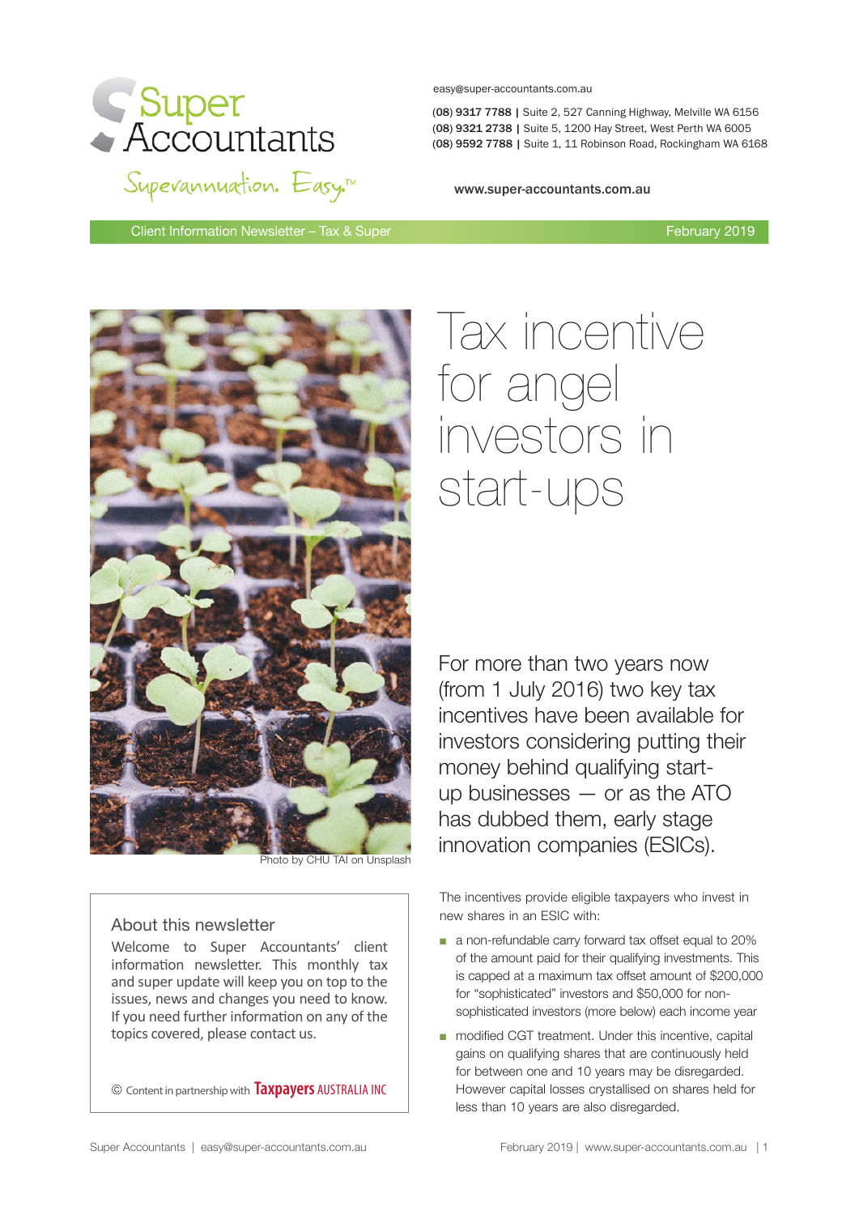Super Accountants

Superannuation. Easy.™

easy@super-accountants.com.au

(08) 9317 7788 | Suite 2, 527 Canning Highway, Melville WA 6156
(08) 9321 2738 | Suite 5, 1200 Hay Street, West Perth WA 6005
(08) 9592 7788 | Suite 1, 11 Robinson Road, Rockingham WA 6168

www.super-accountants.com.au

Client Information Newsletter – Tax & Super | February 2019

Photo by CHU TAI on Unsplash

# Tax incentive for angel investors in start-ups

For more than two years now (from 1 July 2016) two key tax incentives have been available for investors considering putting their money behind qualifying start-up businesses — or as the ATO has dubbed them, early stage innovation companies (ESICs).

The incentives provide eligible taxpayers who invest in new shares in an ESIC with:

- a non-refundable carry forward tax offset equal to 20% of the amount paid for their qualifying investments. This is capped at a maximum tax offset amount of $200,000 for "sophisticated" investors and $50,000 for non-sophisticated investors (more below) each income year
- modified CGT treatment. Under this incentive, capital gains on qualifying shares that are continuously held for between one and 10 years may be disregarded. However capital losses crystallised on shares held for less than 10 years are also disregarded.

## About this newsletter

Welcome to Super Accountants' client information newsletter. This monthly tax and super update will keep you on top to the issues, news and changes you need to know. If you need further information on any of the topics covered, please contact us.

© Content in partnership with Taxpayers AUSTRALIA INC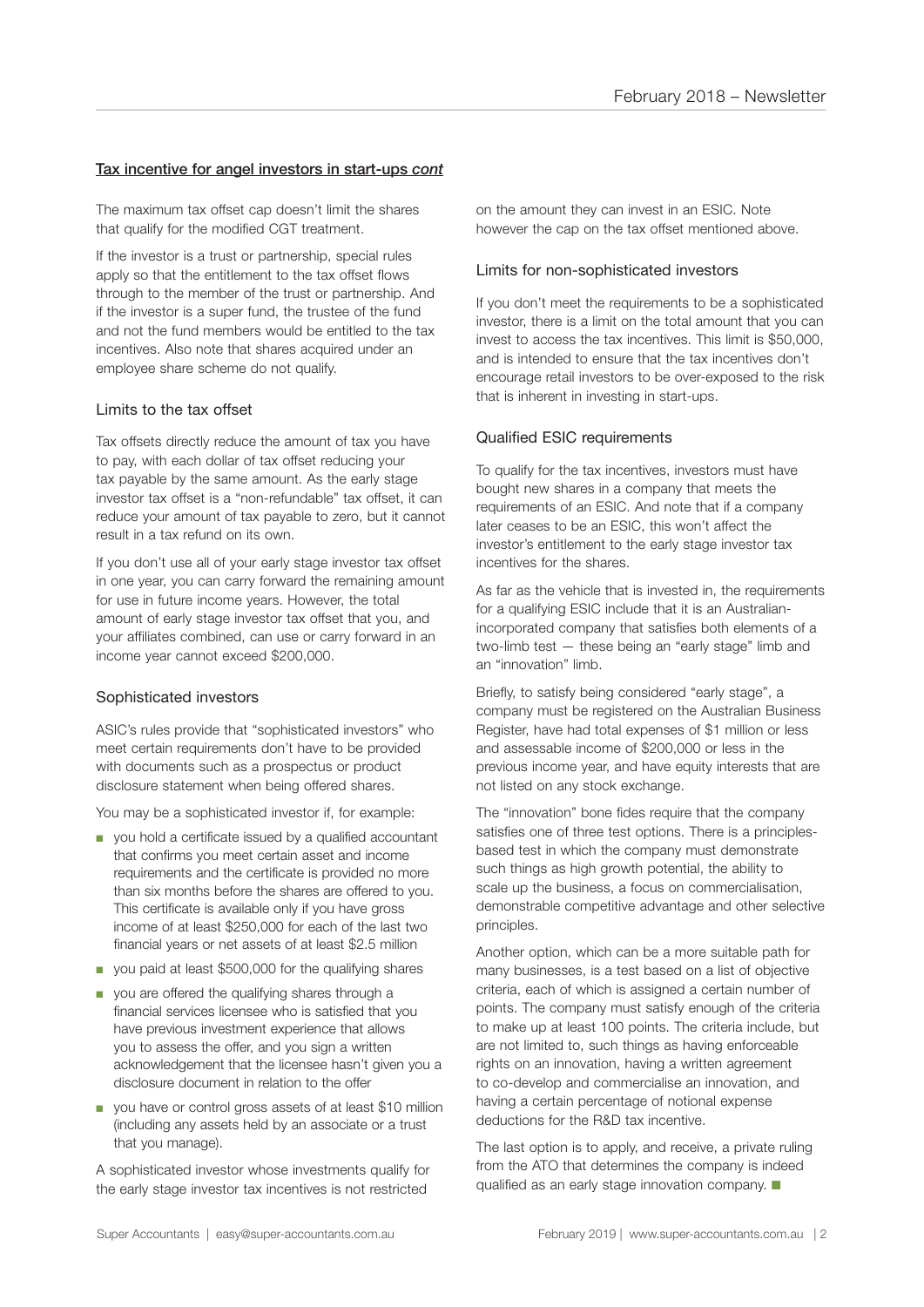## Tax incentive for angel investors in start-ups *cont*

The maximum tax offset cap doesn't limit the shares that qualify for the modified CGT treatment.

If the investor is a trust or partnership, special rules apply so that the entitlement to the tax offset flows through to the member of the trust or partnership. And if the investor is a super fund, the trustee of the fund and not the fund members would be entitled to the tax incentives. Also note that shares acquired under an employee share scheme do not qualify.

### Limits to the tax offset

Tax offsets directly reduce the amount of tax you have to pay, with each dollar of tax offset reducing your tax payable by the same amount. As the early stage investor tax offset is a "non-refundable" tax offset, it can reduce your amount of tax payable to zero, but it cannot result in a tax refund on its own.

If you don't use all of your early stage investor tax offset in one year, you can carry forward the remaining amount for use in future income years. However, the total amount of early stage investor tax offset that you, and your affiliates combined, can use or carry forward in an income year cannot exceed $200,000.

### Sophisticated investors

ASIC's rules provide that "sophisticated investors" who meet certain requirements don't have to be provided with documents such as a prospectus or product disclosure statement when being offered shares.

You may be a sophisticated investor if, for example:

- you hold a certificate issued by a qualified accountant that confirms you meet certain asset and income requirements and the certificate is provided no more than six months before the shares are offered to you. This certificate is available only if you have gross income of at least $250,000 for each of the last two financial years or net assets of at least $2.5 million
- you paid at least $500,000 for the qualifying shares
- you are offered the qualifying shares through a financial services licensee who is satisfied that you have previous investment experience that allows you to assess the offer, and you sign a written acknowledgement that the licensee hasn't given you a disclosure document in relation to the offer
- you have or control gross assets of at least $10 million (including any assets held by an associate or a trust that you manage).

A sophisticated investor whose investments qualify for the early stage investor tax incentives is not restricted on the amount they can invest in an ESIC. Note however the cap on the tax offset mentioned above.

### Limits for non-sophisticated investors

If you don't meet the requirements to be a sophisticated investor, there is a limit on the total amount that you can invest to access the tax incentives. This limit is $50,000, and is intended to ensure that the tax incentives don't encourage retail investors to be over-exposed to the risk that is inherent in investing in start-ups.

### Qualified ESIC requirements

To qualify for the tax incentives, investors must have bought new shares in a company that meets the requirements of an ESIC. And note that if a company later ceases to be an ESIC, this won't affect the investor's entitlement to the early stage investor tax incentives for the shares.

As far as the vehicle that is invested in, the requirements for a qualifying ESIC include that it is an Australian-incorporated company that satisfies both elements of a two-limb test — these being an "early stage" limb and an "innovation" limb.

Briefly, to satisfy being considered "early stage", a company must be registered on the Australian Business Register, have had total expenses of $1 million or less and assessable income of $200,000 or less in the previous income year, and have equity interests that are not listed on any stock exchange.

The "innovation" bone fides require that the company satisfies one of three test options. There is a principles-based test in which the company must demonstrate such things as high growth potential, the ability to scale up the business, a focus on commercialisation, demonstrable competitive advantage and other selective principles.

Another option, which can be a more suitable path for many businesses, is a test based on a list of objective criteria, each of which is assigned a certain number of points. The company must satisfy enough of the criteria to make up at least 100 points. The criteria include, but are not limited to, such things as having enforceable rights on an innovation, having a written agreement to co-develop and commercialise an innovation, and having a certain percentage of notional expense deductions for the R&D tax incentive.

The last option is to apply, and receive, a private ruling from the ATO that determines the company is indeed qualified as an early stage innovation company. ■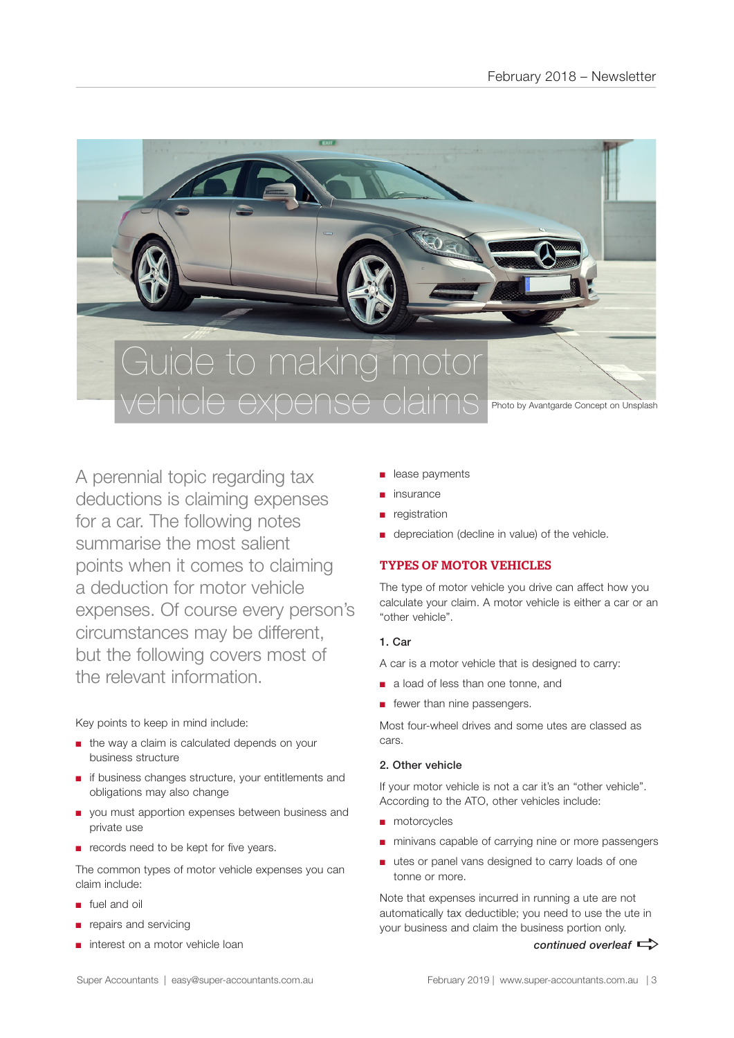# Guide to making motor vehicle expense claims

Photo by Avantgarde Concept on Unsplash

A perennial topic regarding tax deductions is claiming expenses for a car. The following notes summarise the most salient points when it comes to claiming a deduction for motor vehicle expenses. Of course every person's circumstances may be different, but the following covers most of the relevant information.

Key points to keep in mind include:

- the way a claim is calculated depends on your business structure
- if business changes structure, your entitlements and obligations may also change
- you must apportion expenses between business and private use
- records need to be kept for five years.

The common types of motor vehicle expenses you can claim include:

- fuel and oil
- repairs and servicing
- interest on a motor vehicle loan
- lease payments
- insurance
- registration
- depreciation (decline in value) of the vehicle.

## TYPES OF MOTOR VEHICLES

The type of motor vehicle you drive can affect how you calculate your claim. A motor vehicle is either a car or an "other vehicle".

### 1. Car

A car is a motor vehicle that is designed to carry:

- a load of less than one tonne, and
- fewer than nine passengers.

Most four-wheel drives and some utes are classed as cars.

### 2. Other vehicle

If your motor vehicle is not a car it's an "other vehicle". According to the ATO, other vehicles include:

- motorcycles
- minivans capable of carrying nine or more passengers
- utes or panel vans designed to carry loads of one tonne or more.

Note that expenses incurred in running a ute are not automatically tax deductible; you need to use the ute in your business and claim the business portion only.

***continued overleaf***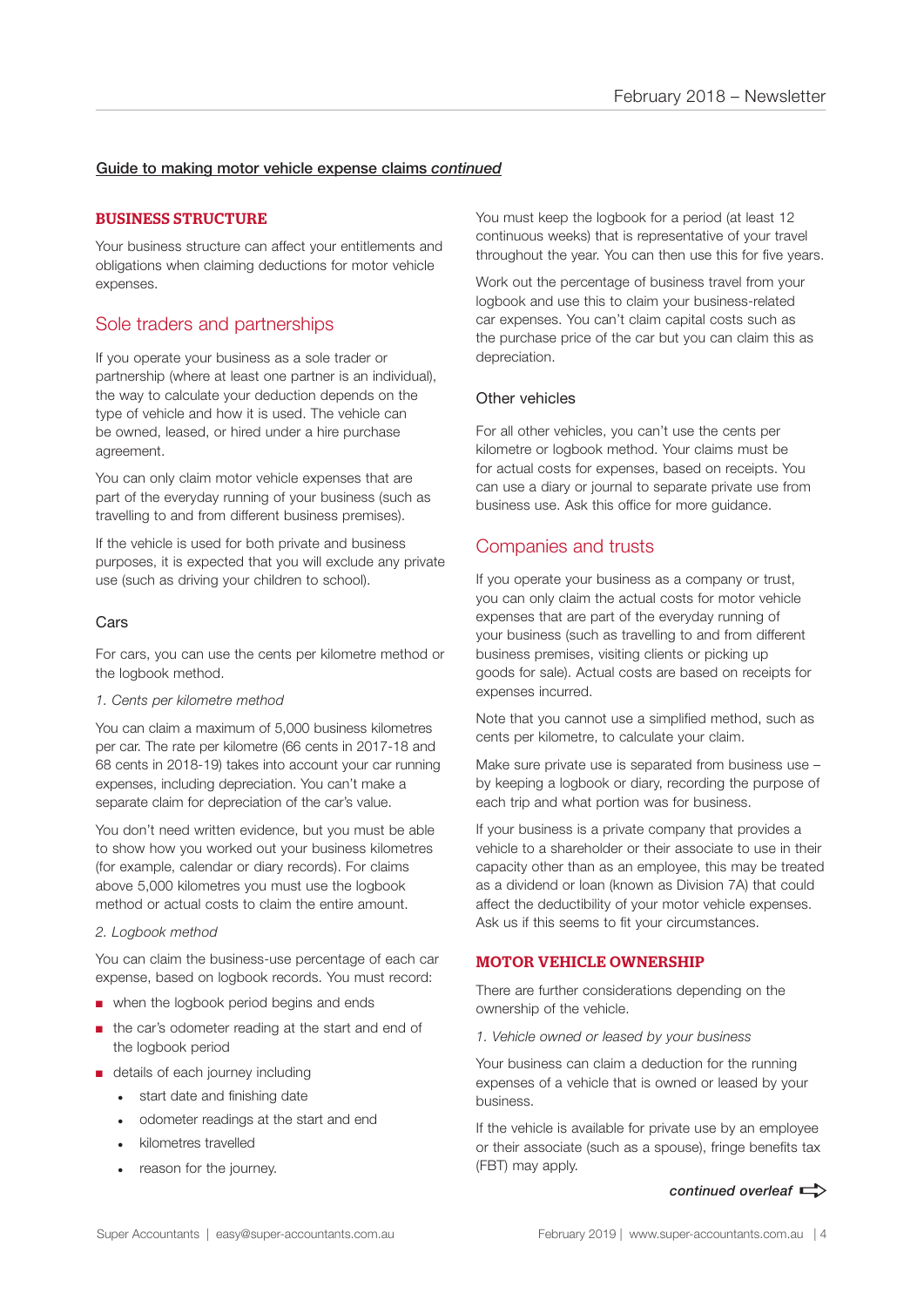Guide to making motor vehicle expense claims *continued*

## BUSINESS STRUCTURE

Your business structure can affect your entitlements and obligations when claiming deductions for motor vehicle expenses.

### Sole traders and partnerships

If you operate your business as a sole trader or partnership (where at least one partner is an individual), the way to calculate your deduction depends on the type of vehicle and how it is used. The vehicle can be owned, leased, or hired under a hire purchase agreement.

You can only claim motor vehicle expenses that are part of the everyday running of your business (such as travelling to and from different business premises).

If the vehicle is used for both private and business purposes, it is expected that you will exclude any private use (such as driving your children to school).

#### Cars

For cars, you can use the cents per kilometre method or the logbook method.

*1. Cents per kilometre method*

You can claim a maximum of 5,000 business kilometres per car. The rate per kilometre (66 cents in 2017-18 and 68 cents in 2018-19) takes into account your car running expenses, including depreciation. You can't make a separate claim for depreciation of the car's value.

You don't need written evidence, but you must be able to show how you worked out your business kilometres (for example, calendar or diary records). For claims above 5,000 kilometres you must use the logbook method or actual costs to claim the entire amount.

*2. Logbook method*

You can claim the business-use percentage of each car expense, based on logbook records. You must record:

- when the logbook period begins and ends
- the car's odometer reading at the start and end of the logbook period
- details of each journey including
  - start date and finishing date
  - odometer readings at the start and end
  - kilometres travelled
  - reason for the journey.

You must keep the logbook for a period (at least 12 continuous weeks) that is representative of your travel throughout the year. You can then use this for five years.

Work out the percentage of business travel from your logbook and use this to claim your business-related car expenses. You can't claim capital costs such as the purchase price of the car but you can claim this as depreciation.

#### Other vehicles

For all other vehicles, you can't use the cents per kilometre or logbook method. Your claims must be for actual costs for expenses, based on receipts. You can use a diary or journal to separate private use from business use. Ask this office for more guidance.

### Companies and trusts

If you operate your business as a company or trust, you can only claim the actual costs for motor vehicle expenses that are part of the everyday running of your business (such as travelling to and from different business premises, visiting clients or picking up goods for sale). Actual costs are based on receipts for expenses incurred.

Note that you cannot use a simplified method, such as cents per kilometre, to calculate your claim.

Make sure private use is separated from business use – by keeping a logbook or diary, recording the purpose of each trip and what portion was for business.

If your business is a private company that provides a vehicle to a shareholder or their associate to use in their capacity other than as an employee, this may be treated as a dividend or loan (known as Division 7A) that could affect the deductibility of your motor vehicle expenses. Ask us if this seems to fit your circumstances.

## MOTOR VEHICLE OWNERSHIP

There are further considerations depending on the ownership of the vehicle.

*1. Vehicle owned or leased by your business*

Your business can claim a deduction for the running expenses of a vehicle that is owned or leased by your business.

If the vehicle is available for private use by an employee or their associate (such as a spouse), fringe benefits tax (FBT) may apply.

***continued overleaf***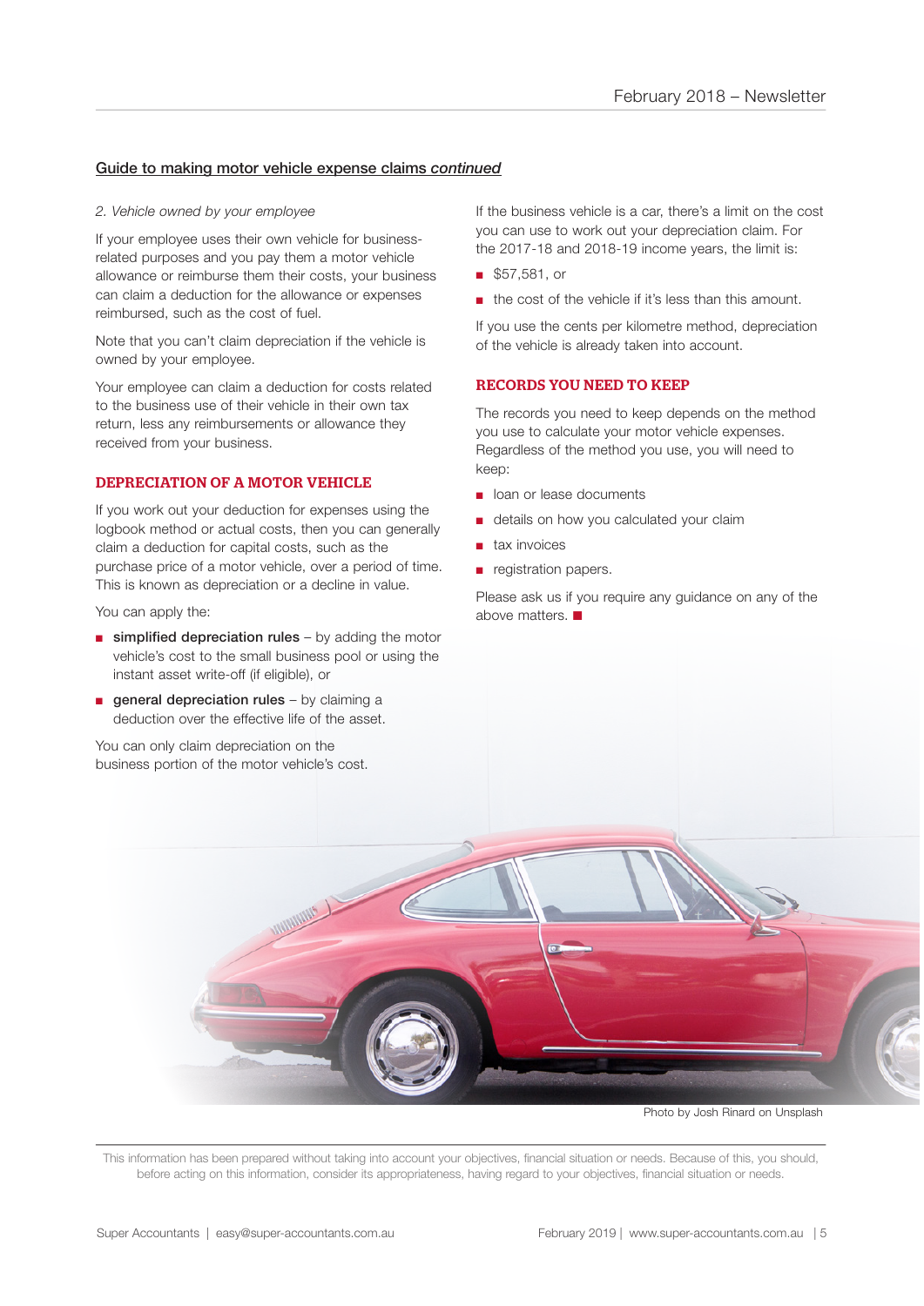## Guide to making motor vehicle expense claims *continued*

*2. Vehicle owned by your employee*

If your employee uses their own vehicle for business-related purposes and you pay them a motor vehicle allowance or reimburse them their costs, your business can claim a deduction for the allowance or expenses reimbursed, such as the cost of fuel.

Note that you can't claim depreciation if the vehicle is owned by your employee.

Your employee can claim a deduction for costs related to the business use of their vehicle in their own tax return, less any reimbursements or allowance they received from your business.

### DEPRECIATION OF A MOTOR VEHICLE

If you work out your deduction for expenses using the logbook method or actual costs, then you can generally claim a deduction for capital costs, such as the purchase price of a motor vehicle, over a period of time. This is known as depreciation or a decline in value.

You can apply the:

- **simplified depreciation rules** – by adding the motor vehicle's cost to the small business pool or using the instant asset write-off (if eligible), or
- **general depreciation rules** – by claiming a deduction over the effective life of the asset.

You can only claim depreciation on the business portion of the motor vehicle's cost.

If the business vehicle is a car, there's a limit on the cost you can use to work out your depreciation claim. For the 2017-18 and 2018-19 income years, the limit is:

- $57,581, or
- the cost of the vehicle if it's less than this amount.

If you use the cents per kilometre method, depreciation of the vehicle is already taken into account.

### RECORDS YOU NEED TO KEEP

The records you need to keep depends on the method you use to calculate your motor vehicle expenses. Regardless of the method you use, you will need to keep:

- loan or lease documents
- details on how you calculated your claim
- tax invoices
- registration papers.

Please ask us if you require any guidance on any of the above matters. ■

Photo by Josh Rinard on Unsplash

This information has been prepared without taking into account your objectives, financial situation or needs. Because of this, you should, before acting on this information, consider its appropriateness, having regard to your objectives, financial situation or needs.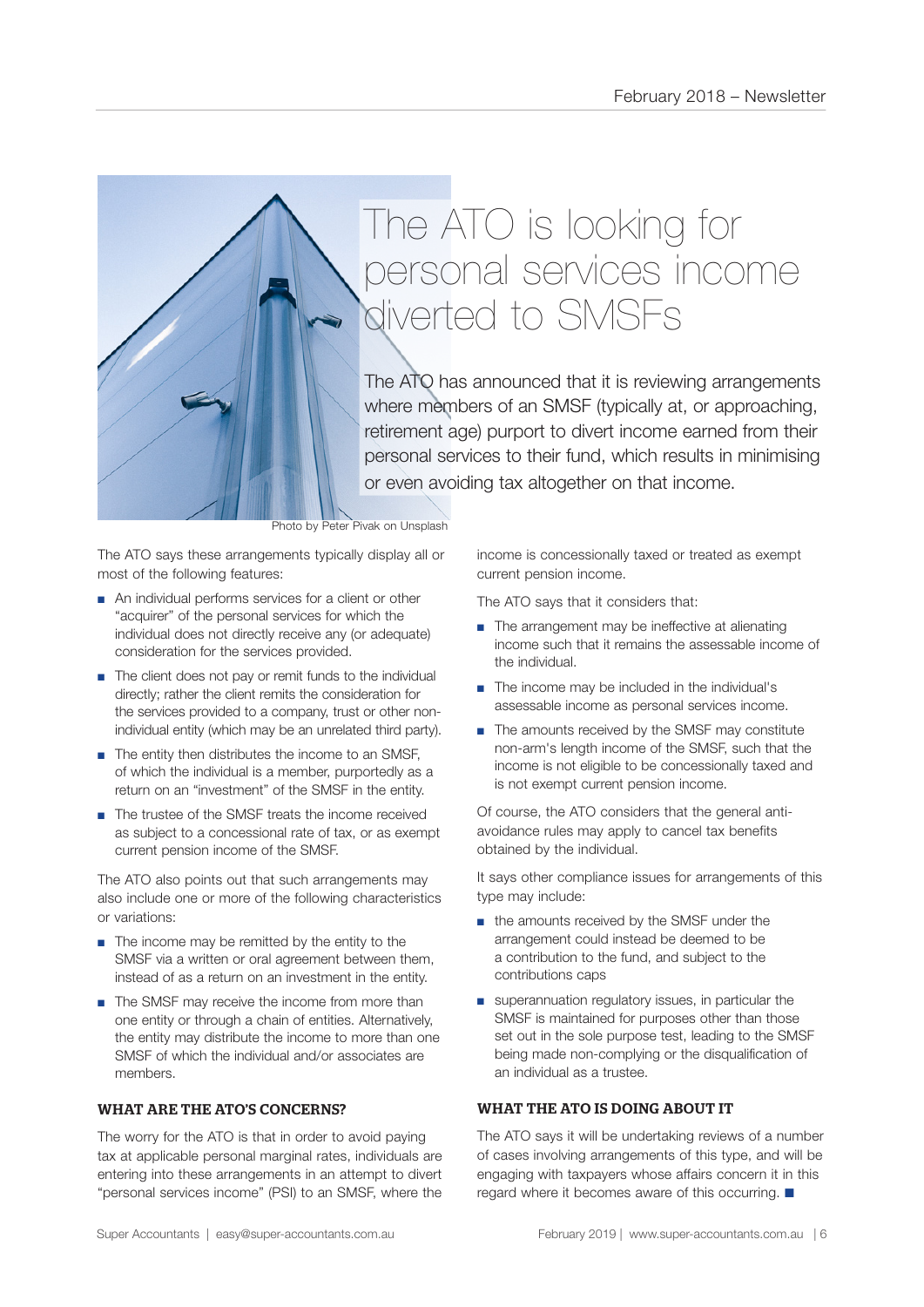# The ATO is looking for personal services income diverted to SMSFs

The ATO has announced that it is reviewing arrangements where members of an SMSF (typically at, or approaching, retirement age) purport to divert income earned from their personal services to their fund, which results in minimising or even avoiding tax altogether on that income.

Photo by Peter Pivak on Unsplash

The ATO says these arrangements typically display all or most of the following features:

- An individual performs services for a client or other "acquirer" of the personal services for which the individual does not directly receive any (or adequate) consideration for the services provided.
- The client does not pay or remit funds to the individual directly; rather the client remits the consideration for the services provided to a company, trust or other non-individual entity (which may be an unrelated third party).
- The entity then distributes the income to an SMSF, of which the individual is a member, purportedly as a return on an "investment" of the SMSF in the entity.
- The trustee of the SMSF treats the income received as subject to a concessional rate of tax, or as exempt current pension income of the SMSF.

The ATO also points out that such arrangements may also include one or more of the following characteristics or variations:

- The income may be remitted by the entity to the SMSF via a written or oral agreement between them, instead of as a return on an investment in the entity.
- The SMSF may receive the income from more than one entity or through a chain of entities. Alternatively, the entity may distribute the income to more than one SMSF of which the individual and/or associates are members.

## WHAT ARE THE ATO'S CONCERNS?

The worry for the ATO is that in order to avoid paying tax at applicable personal marginal rates, individuals are entering into these arrangements in an attempt to divert "personal services income" (PSI) to an SMSF, where the income is concessionally taxed or treated as exempt current pension income.

The ATO says that it considers that:

- The arrangement may be ineffective at alienating income such that it remains the assessable income of the individual.
- The income may be included in the individual's assessable income as personal services income.
- The amounts received by the SMSF may constitute non-arm's length income of the SMSF, such that the income is not eligible to be concessionally taxed and is not exempt current pension income.

Of course, the ATO considers that the general anti-avoidance rules may apply to cancel tax benefits obtained by the individual.

It says other compliance issues for arrangements of this type may include:

- the amounts received by the SMSF under the arrangement could instead be deemed to be a contribution to the fund, and subject to the contributions caps
- superannuation regulatory issues, in particular the SMSF is maintained for purposes other than those set out in the sole purpose test, leading to the SMSF being made non-complying or the disqualification of an individual as a trustee.

## WHAT THE ATO IS DOING ABOUT IT

The ATO says it will be undertaking reviews of a number of cases involving arrangements of this type, and will be engaging with taxpayers whose affairs concern it in this regard where it becomes aware of this occurring. ■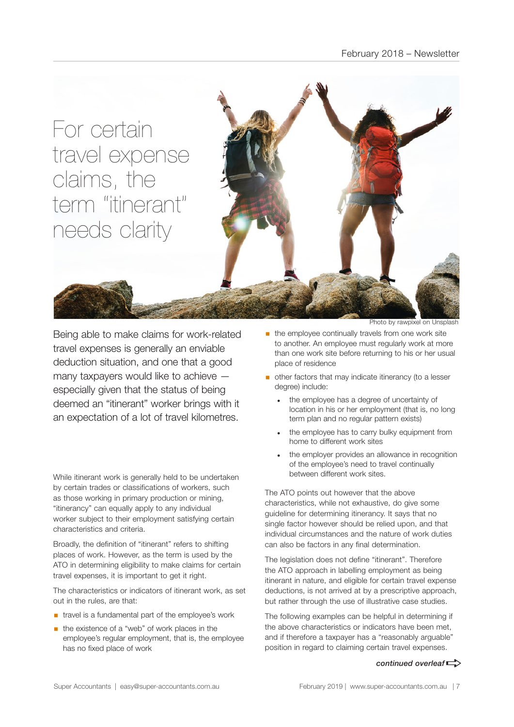# For certain travel expense claims, the term "itinerant" needs clarity

Photo by rawpixel on Unsplash

Being able to make claims for work-related travel expenses is generally an enviable deduction situation, and one that a good many taxpayers would like to achieve — especially given that the status of being deemed an "itinerant" worker brings with it an expectation of a lot of travel kilometres.

While itinerant work is generally held to be undertaken by certain trades or classifications of workers, such as those working in primary production or mining, "itinerancy" can equally apply to any individual worker subject to their employment satisfying certain characteristics and criteria.

Broadly, the definition of "itinerant" refers to shifting places of work. However, as the term is used by the ATO in determining eligibility to make claims for certain travel expenses, it is important to get it right.

The characteristics or indicators of itinerant work, as set out in the rules, are that:

- travel is a fundamental part of the employee's work
- the existence of a "web" of work places in the employee's regular employment, that is, the employee has no fixed place of work
- the employee continually travels from one work site to another. An employee must regularly work at more than one work site before returning to his or her usual place of residence
- other factors that may indicate itinerancy (to a lesser degree) include:
  - the employee has a degree of uncertainty of location in his or her employment (that is, no long term plan and no regular pattern exists)
  - the employee has to carry bulky equipment from home to different work sites
  - the employer provides an allowance in recognition of the employee's need to travel continually between different work sites.

The ATO points out however that the above characteristics, while not exhaustive, do give some guideline for determining itinerancy. It says that no single factor however should be relied upon, and that individual circumstances and the nature of work duties can also be factors in any final determination.

The legislation does not define "itinerant". Therefore the ATO approach in labelling employment as being itinerant in nature, and eligible for certain travel expense deductions, is not arrived at by a prescriptive approach, but rather through the use of illustrative case studies.

The following examples can be helpful in determining if the above characteristics or indicators have been met, and if therefore a taxpayer has a "reasonably arguable" position in regard to claiming certain travel expenses.

***continued overleaf***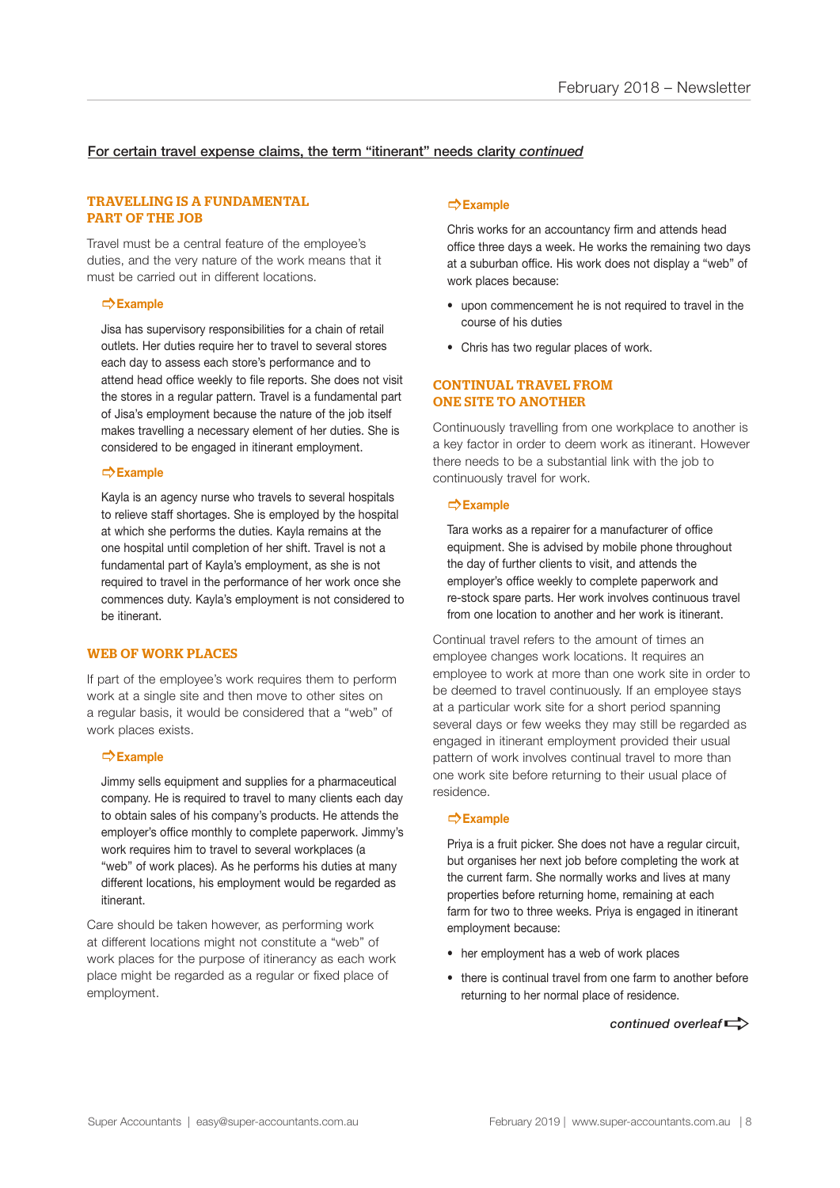## For certain travel expense claims, the term "itinerant" needs clarity *continued*

### TRAVELLING IS A FUNDAMENTAL PART OF THE JOB

Travel must be a central feature of the employee's duties, and the very nature of the work means that it must be carried out in different locations.

**⇨Example**

Jisa has supervisory responsibilities for a chain of retail outlets. Her duties require her to travel to several stores each day to assess each store's performance and to attend head office weekly to file reports. She does not visit the stores in a regular pattern. Travel is a fundamental part of Jisa's employment because the nature of the job itself makes travelling a necessary element of her duties. She is considered to be engaged in itinerant employment.

**⇨Example**

Kayla is an agency nurse who travels to several hospitals to relieve staff shortages. She is employed by the hospital at which she performs the duties. Kayla remains at the one hospital until completion of her shift. Travel is not a fundamental part of Kayla's employment, as she is not required to travel in the performance of her work once she commences duty. Kayla's employment is not considered to be itinerant.

### WEB OF WORK PLACES

If part of the employee's work requires them to perform work at a single site and then move to other sites on a regular basis, it would be considered that a "web" of work places exists.

**⇨Example**

Jimmy sells equipment and supplies for a pharmaceutical company. He is required to travel to many clients each day to obtain sales of his company's products. He attends the employer's office monthly to complete paperwork. Jimmy's work requires him to travel to several workplaces (a "web" of work places). As he performs his duties at many different locations, his employment would be regarded as itinerant.

Care should be taken however, as performing work at different locations might not constitute a "web" of work places for the purpose of itinerancy as each work place might be regarded as a regular or fixed place of employment.

**⇨Example**

Chris works for an accountancy firm and attends head office three days a week. He works the remaining two days at a suburban office. His work does not display a "web" of work places because:

- upon commencement he is not required to travel in the course of his duties
- Chris has two regular places of work.

### CONTINUAL TRAVEL FROM ONE SITE TO ANOTHER

Continuously travelling from one workplace to another is a key factor in order to deem work as itinerant. However there needs to be a substantial link with the job to continuously travel for work.

**⇨Example**

Tara works as a repairer for a manufacturer of office equipment. She is advised by mobile phone throughout the day of further clients to visit, and attends the employer's office weekly to complete paperwork and re-stock spare parts. Her work involves continuous travel from one location to another and her work is itinerant.

Continual travel refers to the amount of times an employee changes work locations. It requires an employee to work at more than one work site in order to be deemed to travel continuously. If an employee stays at a particular work site for a short period spanning several days or few weeks they may still be regarded as engaged in itinerant employment provided their usual pattern of work involves continual travel to more than one work site before returning to their usual place of residence.

**⇨Example**

Priya is a fruit picker. She does not have a regular circuit, but organises her next job before completing the work at the current farm. She normally works and lives at many properties before returning home, remaining at each farm for two to three weeks. Priya is engaged in itinerant employment because:

- her employment has a web of work places
- there is continual travel from one farm to another before returning to her normal place of residence.

*continued overleaf* ⇨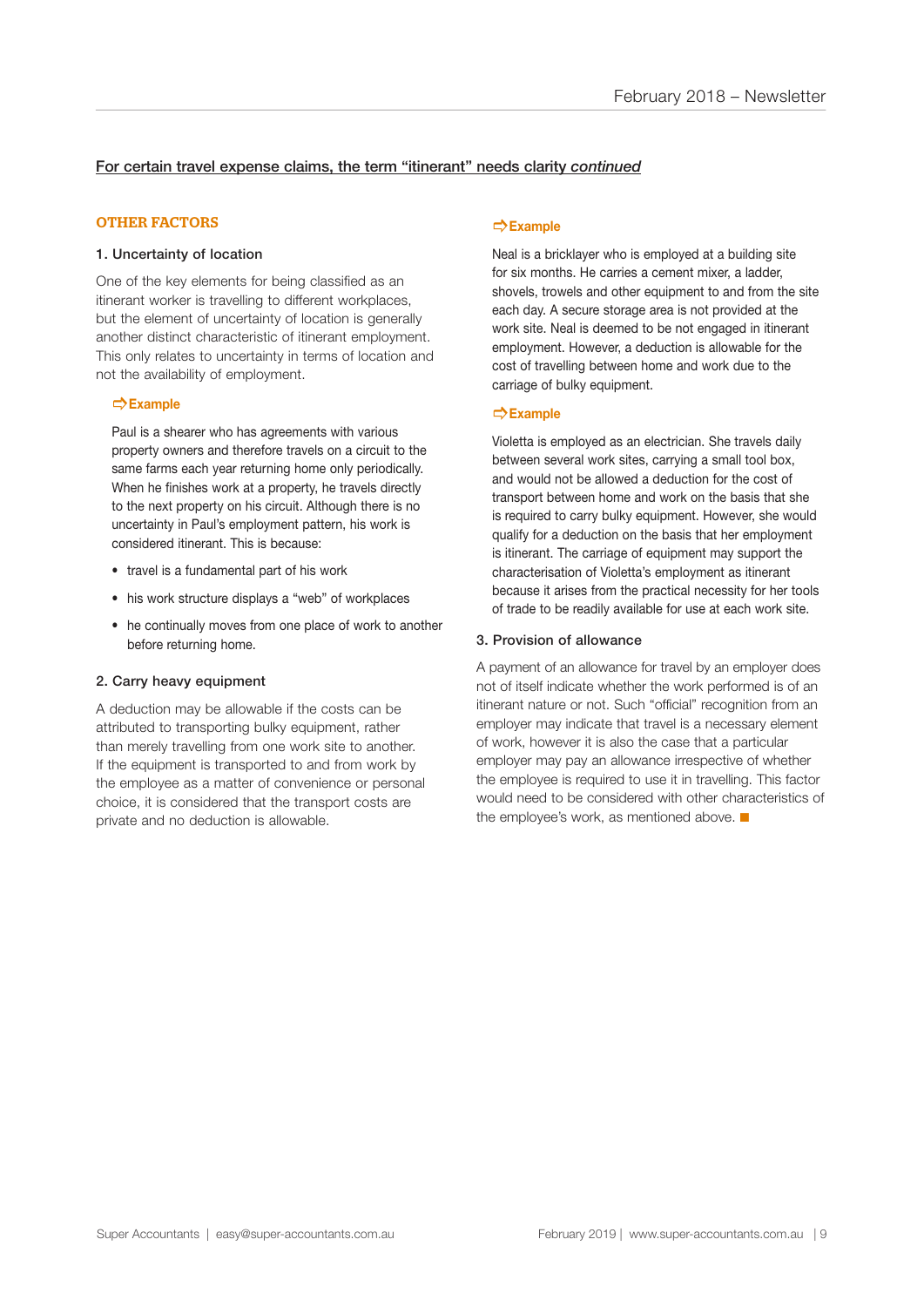## For certain travel expense claims, the term "itinerant" needs clarity *continued*

### OTHER FACTORS

#### 1. Uncertainty of location

One of the key elements for being classified as an itinerant worker is travelling to different workplaces, but the element of uncertainty of location is generally another distinct characteristic of itinerant employment. This only relates to uncertainty in terms of location and not the availability of employment.

**⇨Example**

Paul is a shearer who has agreements with various property owners and therefore travels on a circuit to the same farms each year returning home only periodically. When he finishes work at a property, he travels directly to the next property on his circuit. Although there is no uncertainty in Paul's employment pattern, his work is considered itinerant. This is because:

- travel is a fundamental part of his work
- his work structure displays a "web" of workplaces
- he continually moves from one place of work to another before returning home.

#### 2. Carry heavy equipment

A deduction may be allowable if the costs can be attributed to transporting bulky equipment, rather than merely travelling from one work site to another. If the equipment is transported to and from work by the employee as a matter of convenience or personal choice, it is considered that the transport costs are private and no deduction is allowable.

**⇨Example**

Neal is a bricklayer who is employed at a building site for six months. He carries a cement mixer, a ladder, shovels, trowels and other equipment to and from the site each day. A secure storage area is not provided at the work site. Neal is deemed to be not engaged in itinerant employment. However, a deduction is allowable for the cost of travelling between home and work due to the carriage of bulky equipment.

**⇨Example**

Violetta is employed as an electrician. She travels daily between several work sites, carrying a small tool box, and would not be allowed a deduction for the cost of transport between home and work on the basis that she is required to carry bulky equipment. However, she would qualify for a deduction on the basis that her employment is itinerant. The carriage of equipment may support the characterisation of Violetta's employment as itinerant because it arises from the practical necessity for her tools of trade to be readily available for use at each work site.

#### 3. Provision of allowance

A payment of an allowance for travel by an employer does not of itself indicate whether the work performed is of an itinerant nature or not. Such "official" recognition from an employer may indicate that travel is a necessary element of work, however it is also the case that a particular employer may pay an allowance irrespective of whether the employee is required to use it in travelling. This factor would need to be considered with other characteristics of the employee's work, as mentioned above. ■